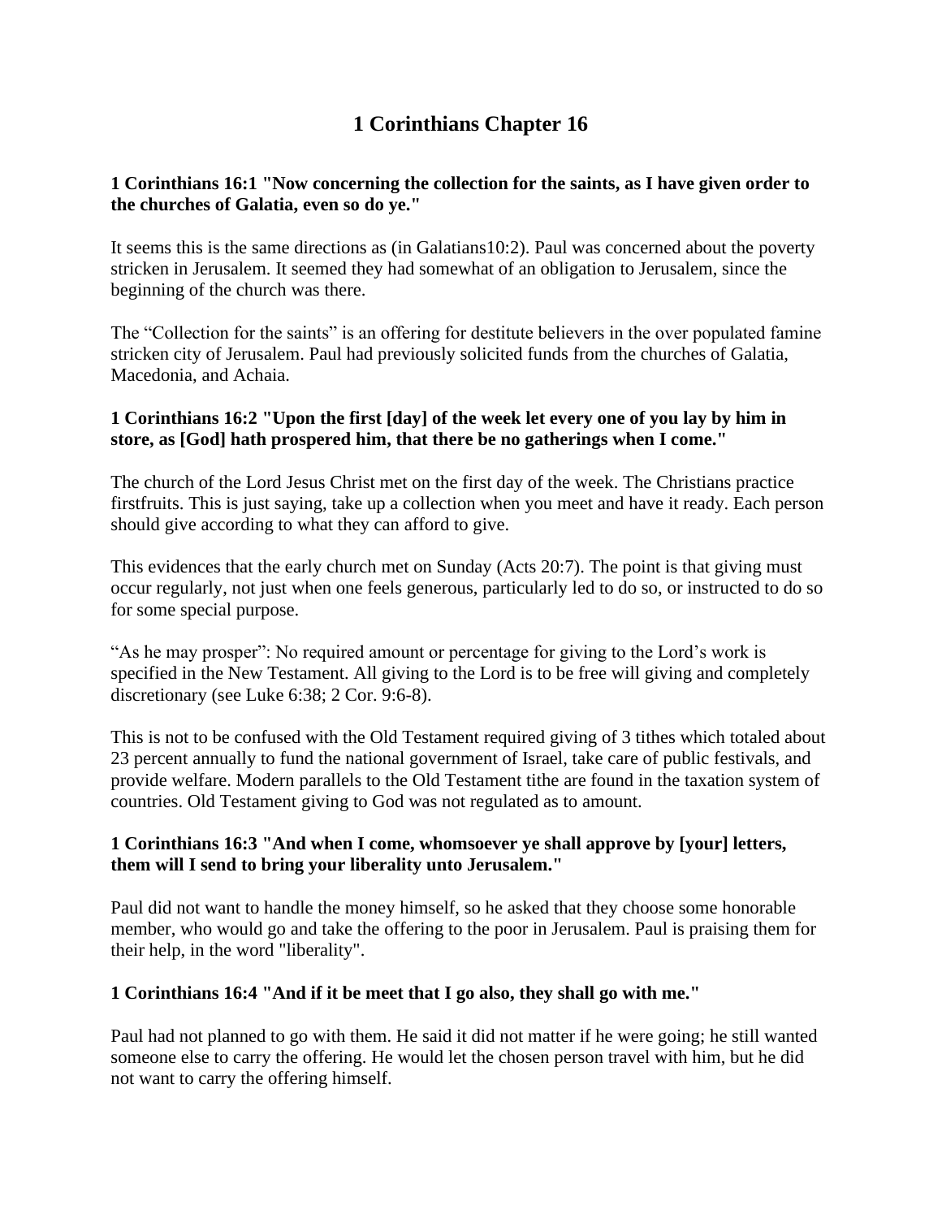# 1 Corinthians Chapter 16

**1 Corinthians 16:1 "Now concerning the collection for the saints, as I have given order to the churches of Galatia, even so do ye."**

It seems this is the same directions as (in Galatians10:2). Paul was concerned about the poverty stricken in Jerusalem. It seemed they had somewhat of an obligation to Jerusalem, since the beginning of the church was there.

The "Collection for the saints" is an offering for destitute believers in the over populated famine stricken city of Jerusalem. Paul had previously solicited funds from the churches of Galatia, Macedonia, and Achaia.

**1 Corinthians 16:2 "Upon the first [day] of the week let every one of you lay by him in store, as [God] hath prospered him, that there be no gatherings when I come."**

The church of the Lord Jesus Christ met on the first day of the week. The Christians practice firstfruits. This is just saying, take up a collection when you meet and have it ready. Each person should give according to what they can afford to give.

This evidences that the early church met on Sunday (Acts 20:7). The point is that giving must occur regularly, not just when one feels generous, particularly led to do so, or instructed to do so for some special purpose.

"As he may prosper": No required amount or percentage for giving to the Lord's work is specified in the New Testament. All giving to the Lord is to be free will giving and completely discretionary (see Luke 6:38; 2 Cor. 9:6-8).

This is not to be confused with the Old Testament required giving of 3 tithes which totaled about 23 percent annually to fund the national government of Israel, take care of public festivals, and provide welfare. Modern parallels to the Old Testament tithe are found in the taxation system of countries. Old Testament giving to God was not regulated as to amount.

**1 Corinthians 16:3 "And when I come, whomsoever ye shall approve by [your] letters, them will I send to bring your liberality unto Jerusalem."**

Paul did not want to handle the money himself, so he asked that they choose some honorable member, who would go and take the offering to the poor in Jerusalem. Paul is praising them for their help, in the word "liberality".

**1 Corinthians 16:4 "And if it be meet that I go also, they shall go with me."**

Paul had not planned to go with them. He said it did not matter if he were going; he still wanted someone else to carry the offering. He would let the chosen person travel with him, but he did not want to carry the offering himself.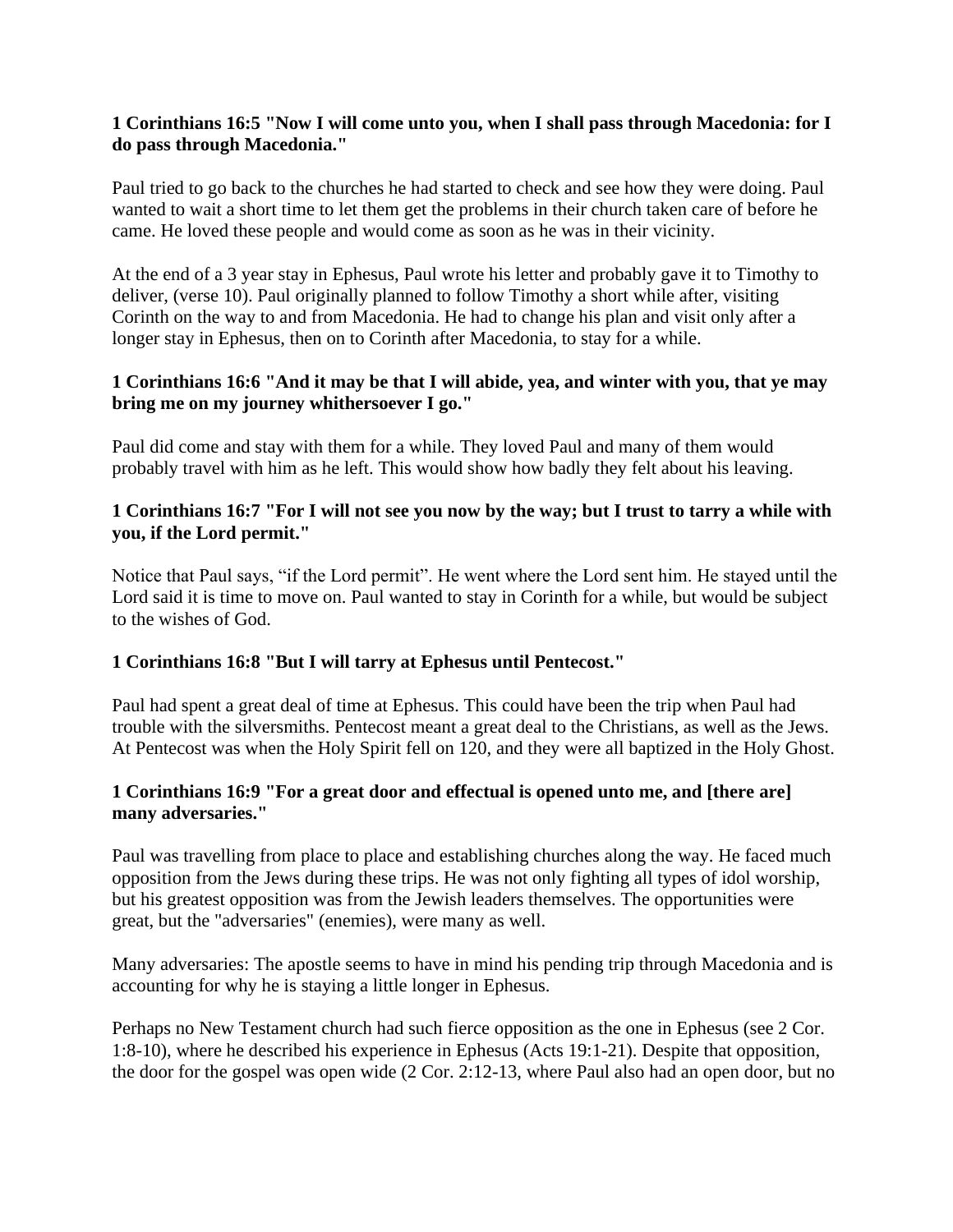**1 Corinthians 16:5 "Now I will come unto you, when I shall pass through Macedonia: for I do pass through Macedonia."**

Paul tried to go back to the churches he had started to check and see how they were doing. Paul wanted to wait a short time to let them get the problems in their church taken care of before he came. He loved these people and would come as soon as he was in their vicinity.

At the end of a 3 year stay in Ephesus, Paul wrote his letter and probably gave it to Timothy to deliver, (verse 10). Paul originally planned to follow Timothy a short while after, visiting Corinth on the way to and from Macedonia. He had to change his plan and visit only after a longer stay in Ephesus, then on to Corinth after Macedonia, to stay for a while.

**1 Corinthians 16:6 "And it may be that I will abide, yea, and winter with you, that ye may bring me on my journey whithersoever I go."**

Paul did come and stay with them for a while. They loved Paul and many of them would probably travel with him as he left. This would show how badly they felt about his leaving.

**1 Corinthians 16:7 "For I will not see you now by the way; but I trust to tarry a while with you, if the Lord permit."**

Notice that Paul says, "if the Lord permit". He went where the Lord sent him. He stayed until the Lord said it is time to move on. Paul wanted to stay in Corinth for a while, but would be subject to the wishes of God.

**1 Corinthians 16:8 "But I will tarry at Ephesus until Pentecost."**

Paul had spent a great deal of time at Ephesus. This could have been the trip when Paul had trouble with the silversmiths. Pentecost meant a great deal to the Christians, as well as the Jews. At Pentecost was when the Holy Spirit fell on 120, and they were all baptized in the Holy Ghost.

**1 Corinthians 16:9 "For a great door and effectual is opened unto me, and [there are] many adversaries."**

Paul was travelling from place to place and establishing churches along the way. He faced much opposition from the Jews during these trips. He was not only fighting all types of idol worship, but his greatest opposition was from the Jewish leaders themselves. The opportunities were great, but the "adversaries" (enemies), were many as well.

Many adversaries: The apostle seems to have in mind his pending trip through Macedonia and is accounting for why he is staying a little longer in Ephesus.

Perhaps no New Testament church had such fierce opposition as the one in Ephesus (see 2 Cor. 1:8-10), where he described his experience in Ephesus (Acts 19:1-21). Despite that opposition, the door for the gospel was open wide (2 Cor. 2:12-13, where Paul also had an open door, but no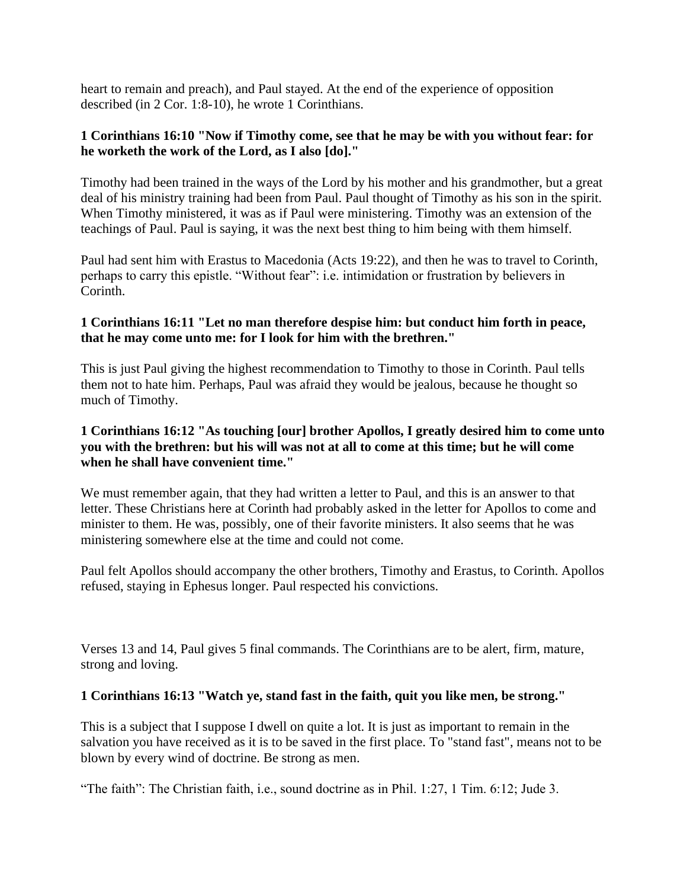heart to remain and preach), and Paul stayed. At the end of the experience of opposition described (in 2 Cor. 1:8-10), he wrote 1 Corinthians.

**1 Corinthians 16:10 "Now if Timothy come, see that he may be with you without fear: for he worketh the work of the Lord, as I also [do]."**

Timothy had been trained in the ways of the Lord by his mother and his grandmother, but a great deal of his ministry training had been from Paul. Paul thought of Timothy as his son in the spirit. When Timothy ministered, it was as if Paul were ministering. Timothy was an extension of the teachings of Paul. Paul is saying, it was the next best thing to him being with them himself.

Paul had sent him with Erastus to Macedonia (Acts 19:22), and then he was to travel to Corinth, perhaps to carry this epistle. "Without fear": i.e. intimidation or frustration by believers in Corinth.

**1 Corinthians 16:11 "Let no man therefore despise him: but conduct him forth in peace, that he may come unto me: for I look for him with the brethren."**

This is just Paul giving the highest recommendation to Timothy to those in Corinth. Paul tells them not to hate him. Perhaps, Paul was afraid they would be jealous, because he thought so much of Timothy.

**1 Corinthians 16:12 "As touching [our] brother Apollos, I greatly desired him to come unto you with the brethren: but his will was not at all to come at this time; but he will come when he shall have convenient time."**

We must remember again, that they had written a letter to Paul, and this is an answer to that letter. These Christians here at Corinth had probably asked in the letter for Apollos to come and minister to them. He was, possibly, one of their favorite ministers. It also seems that he was ministering somewhere else at the time and could not come.

Paul felt Apollos should accompany the other brothers, Timothy and Erastus, to Corinth. Apollos refused, staying in Ephesus longer. Paul respected his convictions.

Verses 13 and 14, Paul gives 5 final commands. The Corinthians are to be alert, firm, mature, strong and loving.

**1 Corinthians 16:13 "Watch ye, stand fast in the faith, quit you like men, be strong."**

This is a subject that I suppose I dwell on quite a lot. It is just as important to remain in the salvation you have received as it is to be saved in the first place. To "stand fast", means not to be blown by every wind of doctrine. Be strong as men.

"The faith": The Christian faith, i.e., sound doctrine as in Phil. 1:27, 1 Tim. 6:12; Jude 3.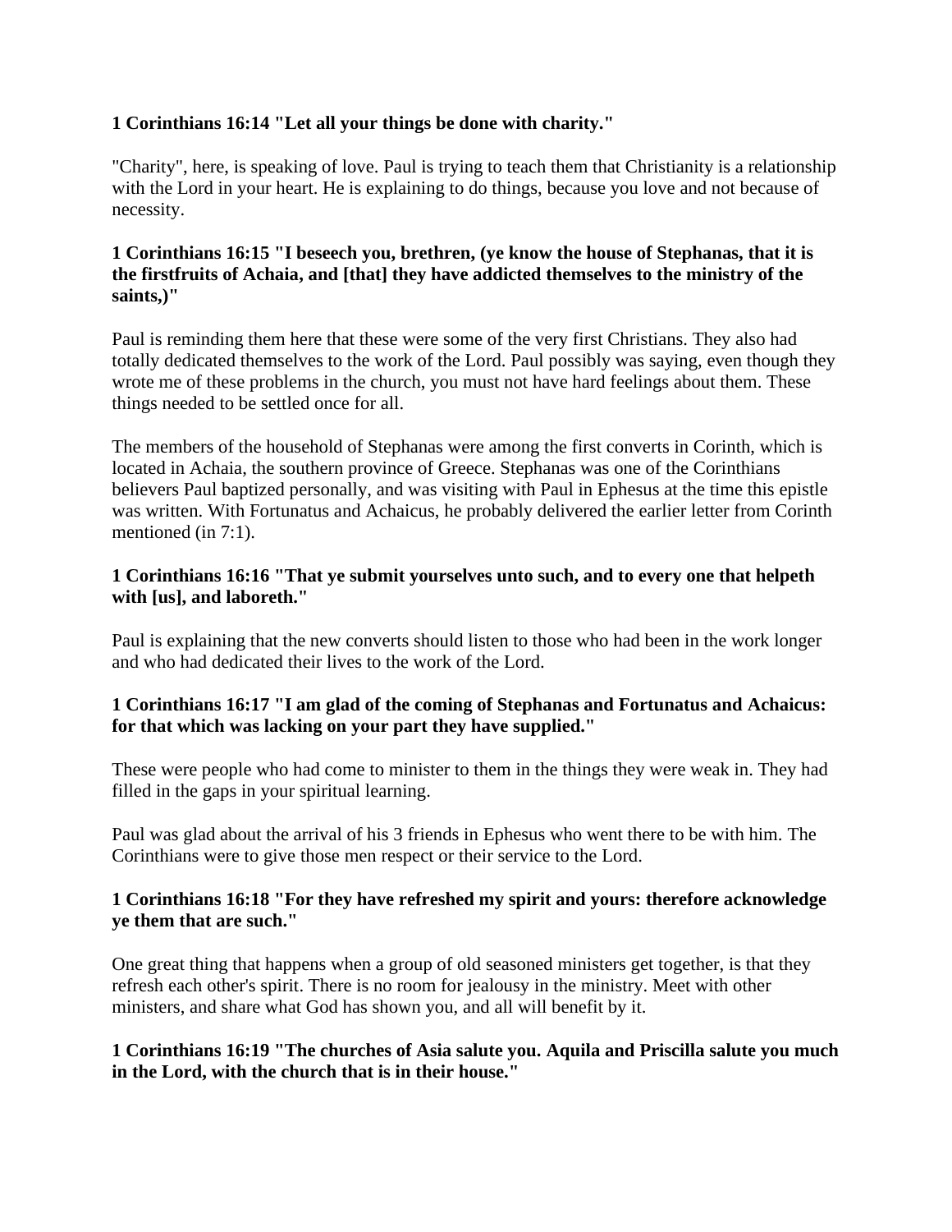**1 Corinthians 16:14 "Let all your things be done with charity."**

"Charity", here, is speaking of love. Paul is trying to teach them that Christianity is a relationship with the Lord in your heart. He is explaining to do things, because you love and not because of necessity.

**1 Corinthians 16:15 "I beseech you, brethren, (ye know the house of Stephanas, that it is the firstfruits of Achaia, and [that] they have addicted themselves to the ministry of the saints,)"**

Paul is reminding them here that these were some of the very first Christians. They also had totally dedicated themselves to the work of the Lord. Paul possibly was saying, even though they wrote me of these problems in the church, you must not have hard feelings about them. These things needed to be settled once for all.

The members of the household of Stephanas were among the first converts in Corinth, which is located in Achaia, the southern province of Greece. Stephanas was one of the Corinthians believers Paul baptized personally, and was visiting with Paul in Ephesus at the time this epistle was written. With Fortunatus and Achaicus, he probably delivered the earlier letter from Corinth mentioned (in 7:1).

**1 Corinthians 16:16 "That ye submit yourselves unto such, and to every one that helpeth with [us], and laboreth."**

Paul is explaining that the new converts should listen to those who had been in the work longer and who had dedicated their lives to the work of the Lord.

**1 Corinthians 16:17 "I am glad of the coming of Stephanas and Fortunatus and Achaicus: for that which was lacking on your part they have supplied."**

These were people who had come to minister to them in the things they were weak in. They had filled in the gaps in your spiritual learning.

Paul was glad about the arrival of his 3 friends in Ephesus who went there to be with him. The Corinthians were to give those men respect or their service to the Lord.

**1 Corinthians 16:18 "For they have refreshed my spirit and yours: therefore acknowledge ye them that are such."**

One great thing that happens when a group of old seasoned ministers get together, is that they refresh each other's spirit. There is no room for jealousy in the ministry. Meet with other ministers, and share what God has shown you, and all will benefit by it.

**1 Corinthians 16:19 "The churches of Asia salute you. Aquila and Priscilla salute you much in the Lord, with the church that is in their house."**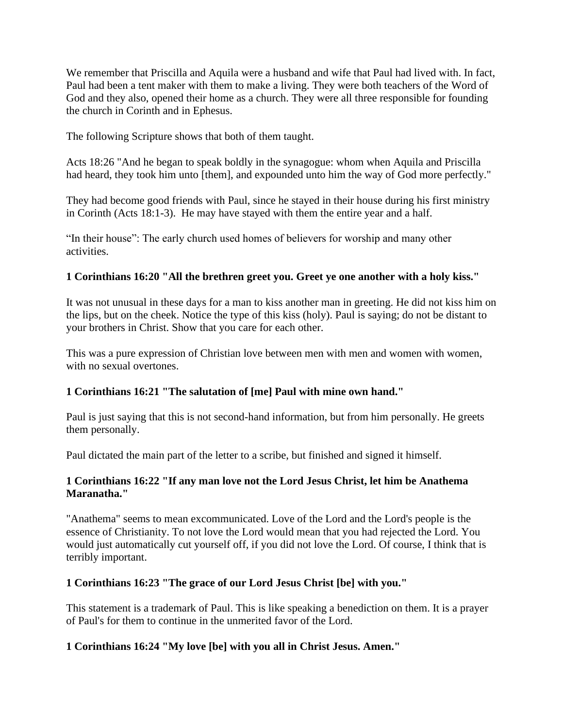We remember that Priscilla and Aquila were a husband and wife that Paul had lived with. In fact, Paul had been a tent maker with them to make a living. They were both teachers of the Word of God and they also, opened their home as a church. They were all three responsible for founding the church in Corinth and in Ephesus.

The following Scripture shows that both of them taught.

Acts 18:26 "And he began to speak boldly in the synagogue: whom when Aquila and Priscilla had heard, they took him unto [them], and expounded unto him the way of God more perfectly."

They had become good friends with Paul, since he stayed in their house during his first ministry in Corinth (Acts 18:1-3). He may have stayed with them the entire year and a half.

"In their house": The early church used homes of believers for worship and many other activities.

**1 Corinthians 16:20 "All the brethren greet you. Greet ye one another with a holy kiss."**

It was not unusual in these days for a man to kiss another man in greeting. He did not kiss him on the lips, but on the cheek. Notice the type of this kiss (holy). Paul is saying; do not be distant to your brothers in Christ. Show that you care for each other.

This was a pure expression of Christian love between men with men and women with women, with no sexual overtones.

**1 Corinthians 16:21 "The salutation of [me] Paul with mine own hand."**

Paul is just saying that this is not second-hand information, but from him personally. He greets them personally.

Paul dictated the main part of the letter to a scribe, but finished and signed it himself.

**1 Corinthians 16:22 "If any man love not the Lord Jesus Christ, let him be Anathema Maranatha."**

"Anathema" seems to mean excommunicated. Love of the Lord and the Lord's people is the essence of Christianity. To not love the Lord would mean that you had rejected the Lord. You would just automatically cut yourself off, if you did not love the Lord. Of course, I think that is terribly important.

**1 Corinthians 16:23 "The grace of our Lord Jesus Christ [be] with you."**

This statement is a trademark of Paul. This is like speaking a benediction on them. It is a prayer of Paul's for them to continue in the unmerited favor of the Lord.

**1 Corinthians 16:24 "My love [be] with you all in Christ Jesus. Amen."**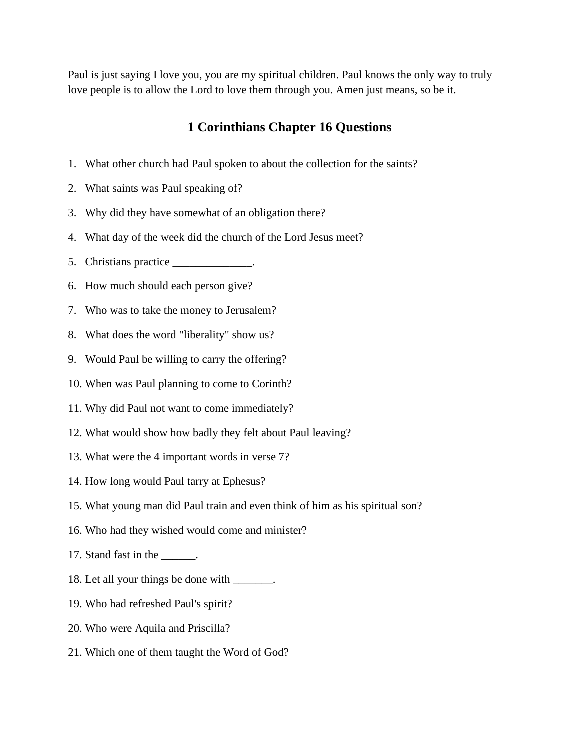Paul is just saying I love you, you are my spiritual children. Paul knows the only way to truly love people is to allow the Lord to love them through you. Amen just means, so be it.

## 1 Corinthians Chapter 16 Questions

1. What other church had Paul spoken to about the collection for the saints?
2. What saints was Paul speaking of?
3. Why did they have somewhat of an obligation there?
4. What day of the week did the church of the Lord Jesus meet?
5. Christians practice ______________.
6. How much should each person give?
7. Who was to take the money to Jerusalem?
8. What does the word "liberality" show us?
9. Would Paul be willing to carry the offering?
10. When was Paul planning to come to Corinth?
11. Why did Paul not want to come immediately?
12. What would show how badly they felt about Paul leaving?
13. What were the 4 important words in verse 7?
14. How long would Paul tarry at Ephesus?
15. What young man did Paul train and even think of him as his spiritual son?
16. Who had they wished would come and minister?
17. Stand fast in the ______.
18. Let all your things be done with _______.
19. Who had refreshed Paul's spirit?
20. Who were Aquila and Priscilla?
21. Which one of them taught the Word of God?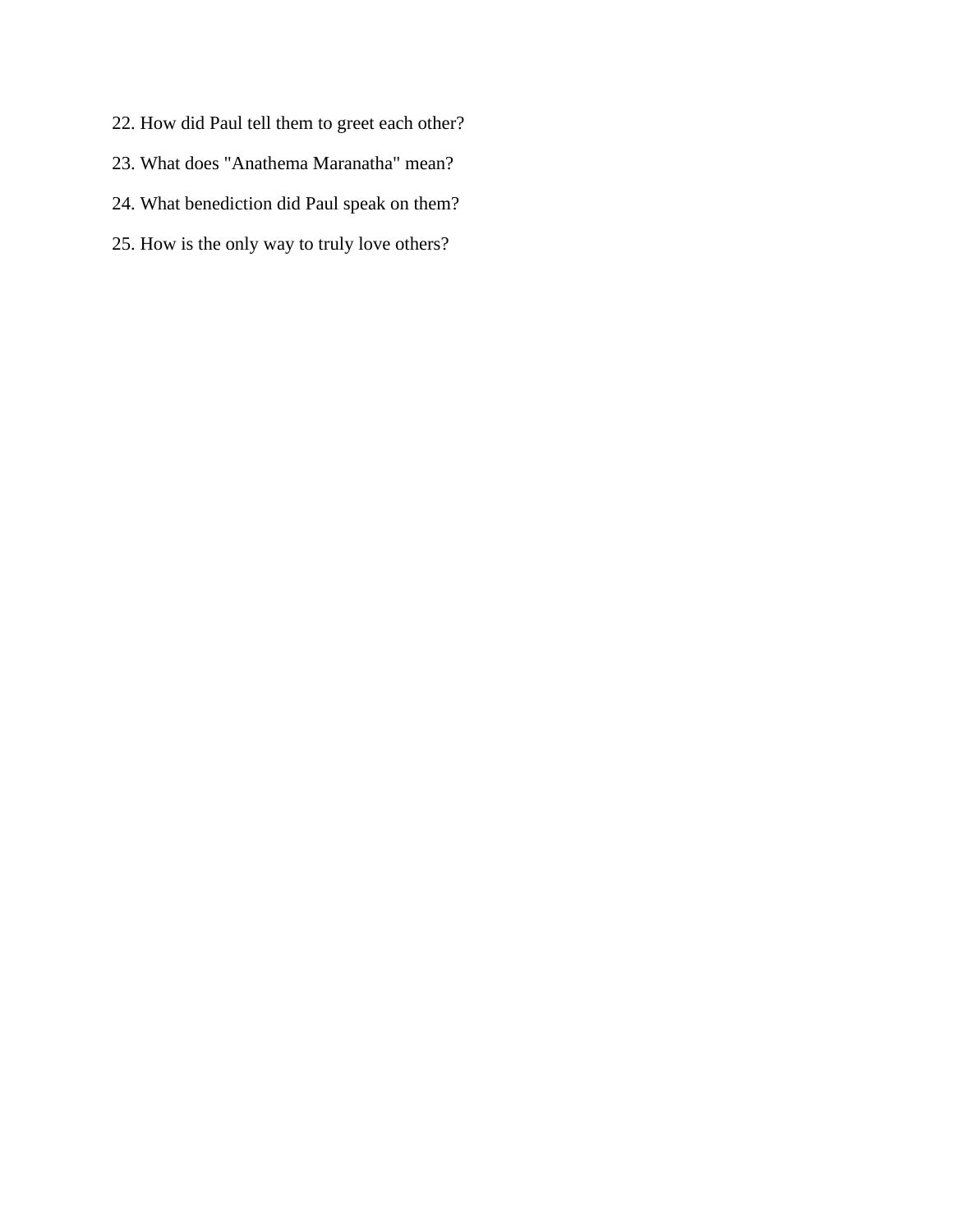22. How did Paul tell them to greet each other?
23. What does "Anathema Maranatha" mean?
24. What benediction did Paul speak on them?
25. How is the only way to truly love others?